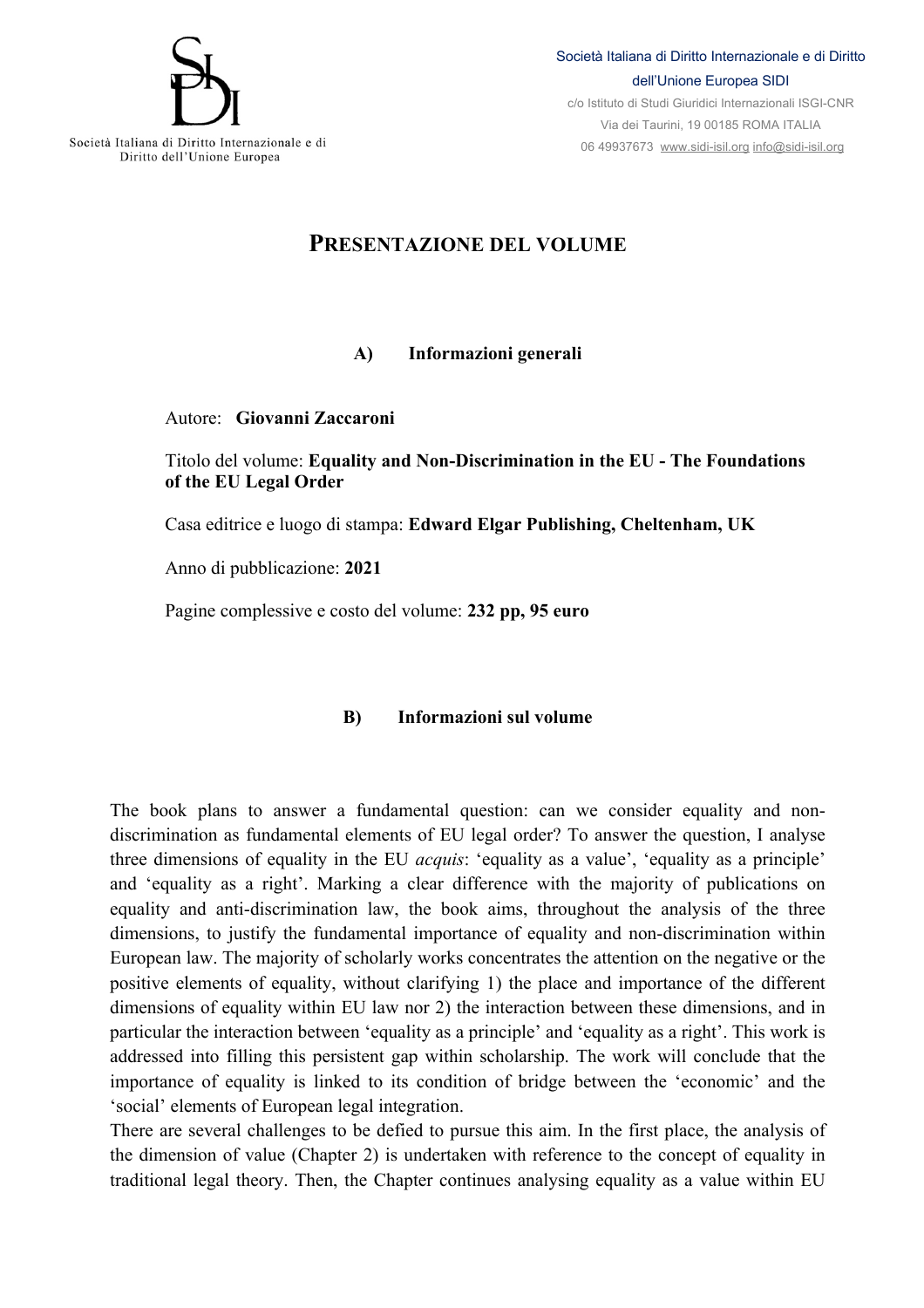Società Italiana di Diritto Internazionale e di Diritto dell'Unione Europea

Società Italiana di Diritto Internazionale e di Diritto dell'Unione Europea SIDI
c/o Istituto di Studi Giuridici Internazionali ISGI-CNR
Via dei Taurini, 19 00185 ROMA ITALIA
06 49937673 www.sidi-isil.org info@sidi-isil.org

# PRESENTAZIONE DEL VOLUME

## A) Informazioni generali

Autore: **Giovanni Zaccaroni**

Titolo del volume: **Equality and Non-Discrimination in the EU - The Foundations of the EU Legal Order**

Casa editrice e luogo di stampa: **Edward Elgar Publishing, Cheltenham, UK**

Anno di pubblicazione: **2021**

Pagine complessive e costo del volume: **232 pp, 95 euro**

## B) Informazioni sul volume

The book plans to answer a fundamental question: can we consider equality and non-discrimination as fundamental elements of EU legal order? To answer the question, I analyse three dimensions of equality in the EU *acquis*: 'equality as a value', 'equality as a principle' and 'equality as a right'. Marking a clear difference with the majority of publications on equality and anti-discrimination law, the book aims, throughout the analysis of the three dimensions, to justify the fundamental importance of equality and non-discrimination within European law. The majority of scholarly works concentrates the attention on the negative or the positive elements of equality, without clarifying 1) the place and importance of the different dimensions of equality within EU law nor 2) the interaction between these dimensions, and in particular the interaction between 'equality as a principle' and 'equality as a right'. This work is addressed into filling this persistent gap within scholarship. The work will conclude that the importance of equality is linked to its condition of bridge between the 'economic' and the 'social' elements of European legal integration.
There are several challenges to be defied to pursue this aim. In the first place, the analysis of the dimension of value (Chapter 2) is undertaken with reference to the concept of equality in traditional legal theory. Then, the Chapter continues analysing equality as a value within EU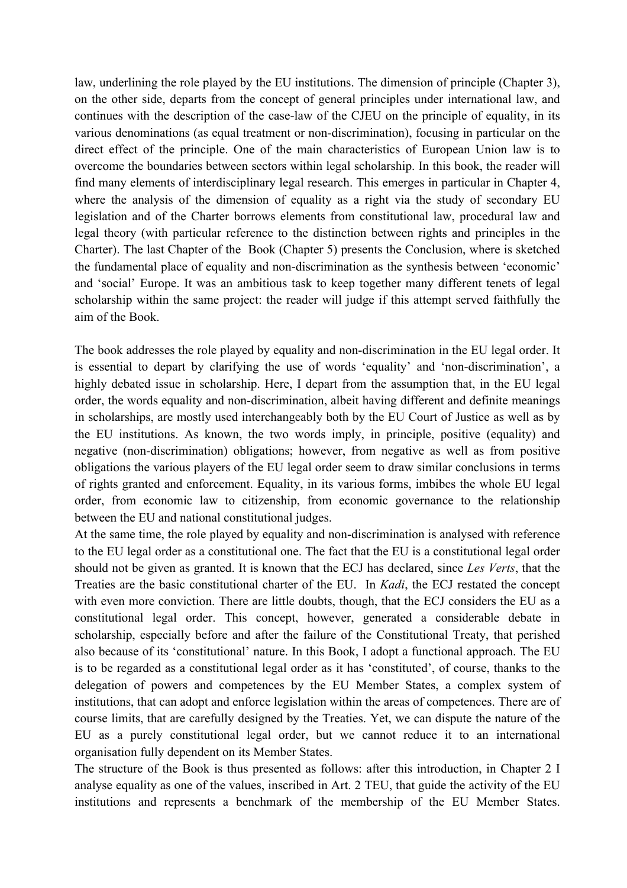law, underlining the role played by the EU institutions. The dimension of principle (Chapter 3), on the other side, departs from the concept of general principles under international law, and continues with the description of the case-law of the CJEU on the principle of equality, in its various denominations (as equal treatment or non-discrimination), focusing in particular on the direct effect of the principle. One of the main characteristics of European Union law is to overcome the boundaries between sectors within legal scholarship. In this book, the reader will find many elements of interdisciplinary legal research. This emerges in particular in Chapter 4, where the analysis of the dimension of equality as a right via the study of secondary EU legislation and of the Charter borrows elements from constitutional law, procedural law and legal theory (with particular reference to the distinction between rights and principles in the Charter). The last Chapter of the Book (Chapter 5) presents the Conclusion, where is sketched the fundamental place of equality and non-discrimination as the synthesis between 'economic' and 'social' Europe. It was an ambitious task to keep together many different tenets of legal scholarship within the same project: the reader will judge if this attempt served faithfully the aim of the Book.

The book addresses the role played by equality and non-discrimination in the EU legal order. It is essential to depart by clarifying the use of words 'equality' and 'non-discrimination', a highly debated issue in scholarship. Here, I depart from the assumption that, in the EU legal order, the words equality and non-discrimination, albeit having different and definite meanings in scholarships, are mostly used interchangeably both by the EU Court of Justice as well as by the EU institutions. As known, the two words imply, in principle, positive (equality) and negative (non-discrimination) obligations; however, from negative as well as from positive obligations the various players of the EU legal order seem to draw similar conclusions in terms of rights granted and enforcement. Equality, in its various forms, imbibes the whole EU legal order, from economic law to citizenship, from economic governance to the relationship between the EU and national constitutional judges.

At the same time, the role played by equality and non-discrimination is analysed with reference to the EU legal order as a constitutional one. The fact that the EU is a constitutional legal order should not be given as granted. It is known that the ECJ has declared, since *Les Verts*, that the Treaties are the basic constitutional charter of the EU. In *Kadi*, the ECJ restated the concept with even more conviction. There are little doubts, though, that the ECJ considers the EU as a constitutional legal order. This concept, however, generated a considerable debate in scholarship, especially before and after the failure of the Constitutional Treaty, that perished also because of its 'constitutional' nature. In this Book, I adopt a functional approach. The EU is to be regarded as a constitutional legal order as it has 'constituted', of course, thanks to the delegation of powers and competences by the EU Member States, a complex system of institutions, that can adopt and enforce legislation within the areas of competences. There are of course limits, that are carefully designed by the Treaties. Yet, we can dispute the nature of the EU as a purely constitutional legal order, but we cannot reduce it to an international organisation fully dependent on its Member States.

The structure of the Book is thus presented as follows: after this introduction, in Chapter 2 I analyse equality as one of the values, inscribed in Art. 2 TEU, that guide the activity of the EU institutions and represents a benchmark of the membership of the EU Member States.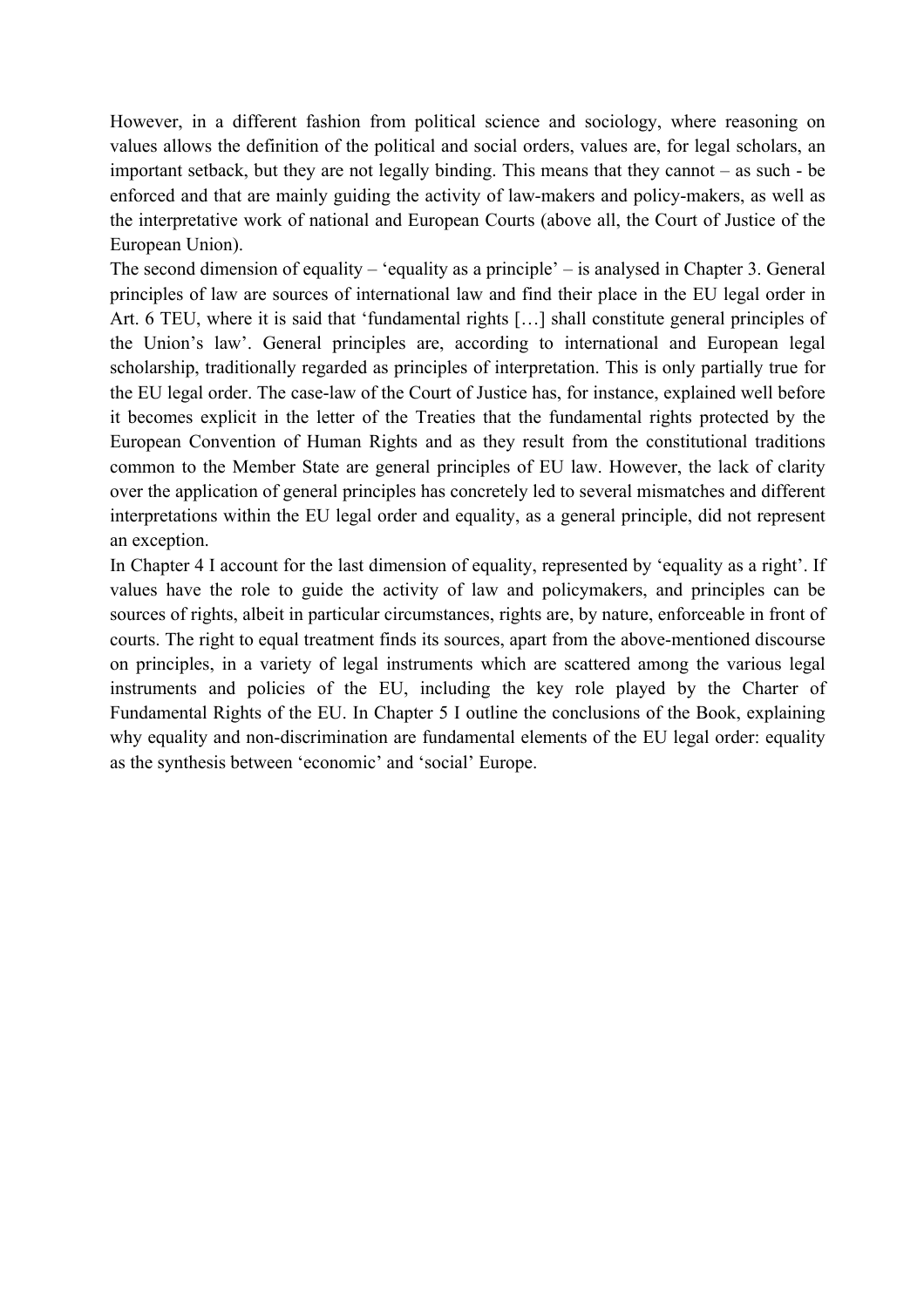However, in a different fashion from political science and sociology, where reasoning on values allows the definition of the political and social orders, values are, for legal scholars, an important setback, but they are not legally binding. This means that they cannot – as such - be enforced and that are mainly guiding the activity of law-makers and policy-makers, as well as the interpretative work of national and European Courts (above all, the Court of Justice of the European Union).

The second dimension of equality – 'equality as a principle' – is analysed in Chapter 3. General principles of law are sources of international law and find their place in the EU legal order in Art. 6 TEU, where it is said that 'fundamental rights […] shall constitute general principles of the Union's law'. General principles are, according to international and European legal scholarship, traditionally regarded as principles of interpretation. This is only partially true for the EU legal order. The case-law of the Court of Justice has, for instance, explained well before it becomes explicit in the letter of the Treaties that the fundamental rights protected by the European Convention of Human Rights and as they result from the constitutional traditions common to the Member State are general principles of EU law. However, the lack of clarity over the application of general principles has concretely led to several mismatches and different interpretations within the EU legal order and equality, as a general principle, did not represent an exception.

In Chapter 4 I account for the last dimension of equality, represented by 'equality as a right'. If values have the role to guide the activity of law and policymakers, and principles can be sources of rights, albeit in particular circumstances, rights are, by nature, enforceable in front of courts. The right to equal treatment finds its sources, apart from the above-mentioned discourse on principles, in a variety of legal instruments which are scattered among the various legal instruments and policies of the EU, including the key role played by the Charter of Fundamental Rights of the EU. In Chapter 5 I outline the conclusions of the Book, explaining why equality and non-discrimination are fundamental elements of the EU legal order: equality as the synthesis between 'economic' and 'social' Europe.